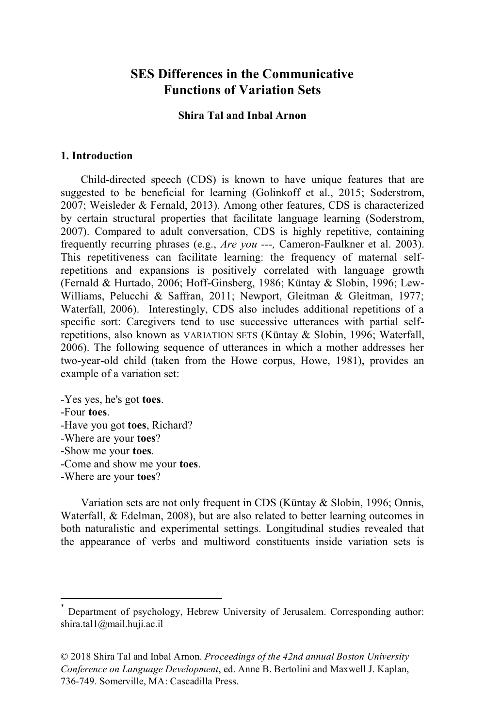# SES Differences in the Communicative Functions of Variation Sets

**Shira Tal and Inbal Arnon**

## 1. Introduction

Child-directed speech (CDS) is known to have unique features that are suggested to be beneficial for learning (Golinkoff et al., 2015; Soderstrom, 2007; Weisleder & Fernald, 2013). Among other features, CDS is characterized by certain structural properties that facilitate language learning (Soderstrom, 2007). Compared to adult conversation, CDS is highly repetitive, containing frequently recurring phrases (e.g., *Are you ---,* Cameron-Faulkner et al. 2003). This repetitiveness can facilitate learning: the frequency of maternal self-repetitions and expansions is positively correlated with language growth (Fernald & Hurtado, 2006; Hoff-Ginsberg, 1986; Küntay & Slobin, 1996; Lew-Williams, Pelucchi & Saffran, 2011; Newport, Gleitman & Gleitman, 1977; Waterfall, 2006). Interestingly, CDS also includes additional repetitions of a specific sort: Caregivers tend to use successive utterances with partial self-repetitions, also known as VARIATION SETS (Küntay & Slobin, 1996; Waterfall, 2006). The following sequence of utterances in which a mother addresses her two-year-old child (taken from the Howe corpus, Howe, 1981), provides an example of a variation set:

-Yes yes, he's got **toes**.
-Four **toes**.
-Have you got **toes**, Richard?
-Where are your **toes**?
-Show me your **toes**.
-Come and show me your **toes**.
-Where are your **toes**?

Variation sets are not only frequent in CDS (Küntay & Slobin, 1996; Onnis, Waterfall, & Edelman, 2008), but are also related to better learning outcomes in both naturalistic and experimental settings. Longitudinal studies revealed that the appearance of verbs and multiword constituents inside variation sets is

---

* Department of psychology, Hebrew University of Jerusalem. Corresponding author: shira.tal1@mail.huji.ac.il

© 2018 Shira Tal and Inbal Arnon. *Proceedings of the 42nd annual Boston University Conference on Language Development*, ed. Anne B. Bertolini and Maxwell J. Kaplan, 736-749. Somerville, MA: Cascadilla Press.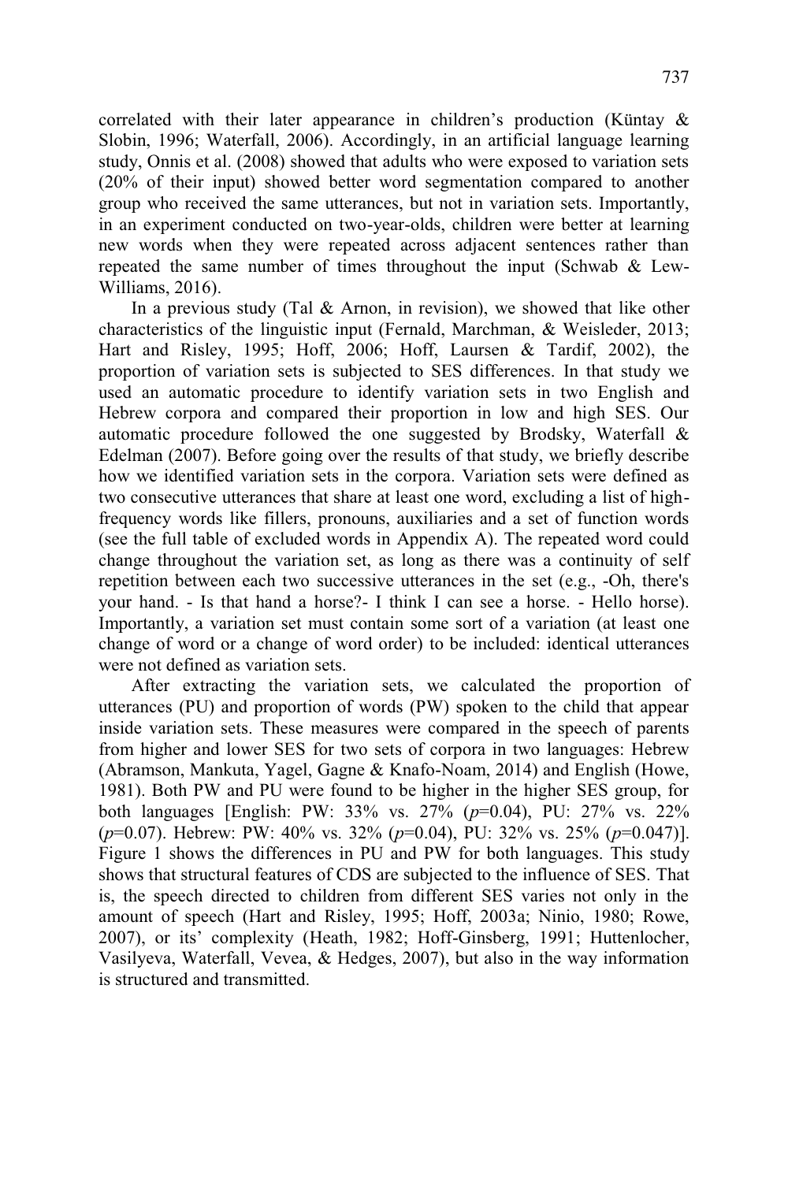correlated with their later appearance in children's production (Küntay & Slobin, 1996; Waterfall, 2006). Accordingly, in an artificial language learning study, Onnis et al. (2008) showed that adults who were exposed to variation sets (20% of their input) showed better word segmentation compared to another group who received the same utterances, but not in variation sets. Importantly, in an experiment conducted on two-year-olds, children were better at learning new words when they were repeated across adjacent sentences rather than repeated the same number of times throughout the input (Schwab & Lew-Williams, 2016).

In a previous study (Tal & Arnon, in revision), we showed that like other characteristics of the linguistic input (Fernald, Marchman, & Weisleder, 2013; Hart and Risley, 1995; Hoff, 2006; Hoff, Laursen & Tardif, 2002), the proportion of variation sets is subjected to SES differences. In that study we used an automatic procedure to identify variation sets in two English and Hebrew corpora and compared their proportion in low and high SES. Our automatic procedure followed the one suggested by Brodsky, Waterfall & Edelman (2007). Before going over the results of that study, we briefly describe how we identified variation sets in the corpora. Variation sets were defined as two consecutive utterances that share at least one word, excluding a list of high-frequency words like fillers, pronouns, auxiliaries and a set of function words (see the full table of excluded words in Appendix A). The repeated word could change throughout the variation set, as long as there was a continuity of self repetition between each two successive utterances in the set (e.g., -Oh, there's your hand. - Is that hand a horse?- I think I can see a horse. - Hello horse). Importantly, a variation set must contain some sort of a variation (at least one change of word or a change of word order) to be included: identical utterances were not defined as variation sets.

After extracting the variation sets, we calculated the proportion of utterances (PU) and proportion of words (PW) spoken to the child that appear inside variation sets. These measures were compared in the speech of parents from higher and lower SES for two sets of corpora in two languages: Hebrew (Abramson, Mankuta, Yagel, Gagne & Knafo-Noam, 2014) and English (Howe, 1981). Both PW and PU were found to be higher in the higher SES group, for both languages [English: PW: 33% vs. 27% ($p$=0.04), PU: 27% vs. 22% ($p$=0.07). Hebrew: PW: 40% vs. 32% ($p$=0.04), PU: 32% vs. 25% ($p$=0.047)]. Figure 1 shows the differences in PU and PW for both languages. This study shows that structural features of CDS are subjected to the influence of SES. That is, the speech directed to children from different SES varies not only in the amount of speech (Hart and Risley, 1995; Hoff, 2003a; Ninio, 1980; Rowe, 2007), or its' complexity (Heath, 1982; Hoff-Ginsberg, 1991; Huttenlocher, Vasilyeva, Waterfall, Vevea, & Hedges, 2007), but also in the way information is structured and transmitted.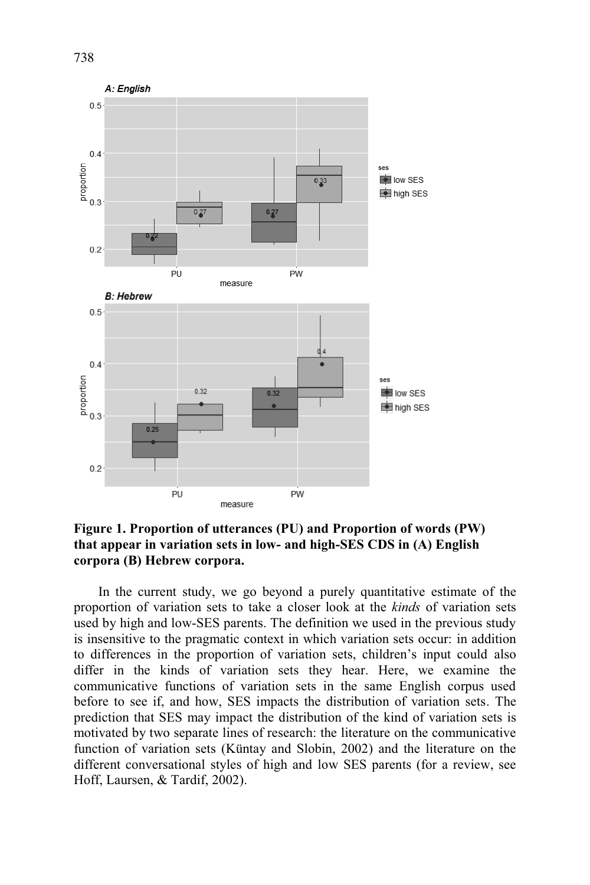**Figure 1. Proportion of utterances (PU) and Proportion of words (PW) that appear in variation sets in low- and high-SES CDS in (A) English corpora (B) Hebrew corpora.**

In the current study, we go beyond a purely quantitative estimate of the proportion of variation sets to take a closer look at the *kinds* of variation sets used by high and low-SES parents. The definition we used in the previous study is insensitive to the pragmatic context in which variation sets occur: in addition to differences in the proportion of variation sets, children's input could also differ in the kinds of variation sets they hear. Here, we examine the communicative functions of variation sets in the same English corpus used before to see if, and how, SES impacts the distribution of variation sets. The prediction that SES may impact the distribution of the kind of variation sets is motivated by two separate lines of research: the literature on the communicative function of variation sets (Küntay and Slobin, 2002) and the literature on the different conversational styles of high and low SES parents (for a review, see Hoff, Laursen, & Tardif, 2002).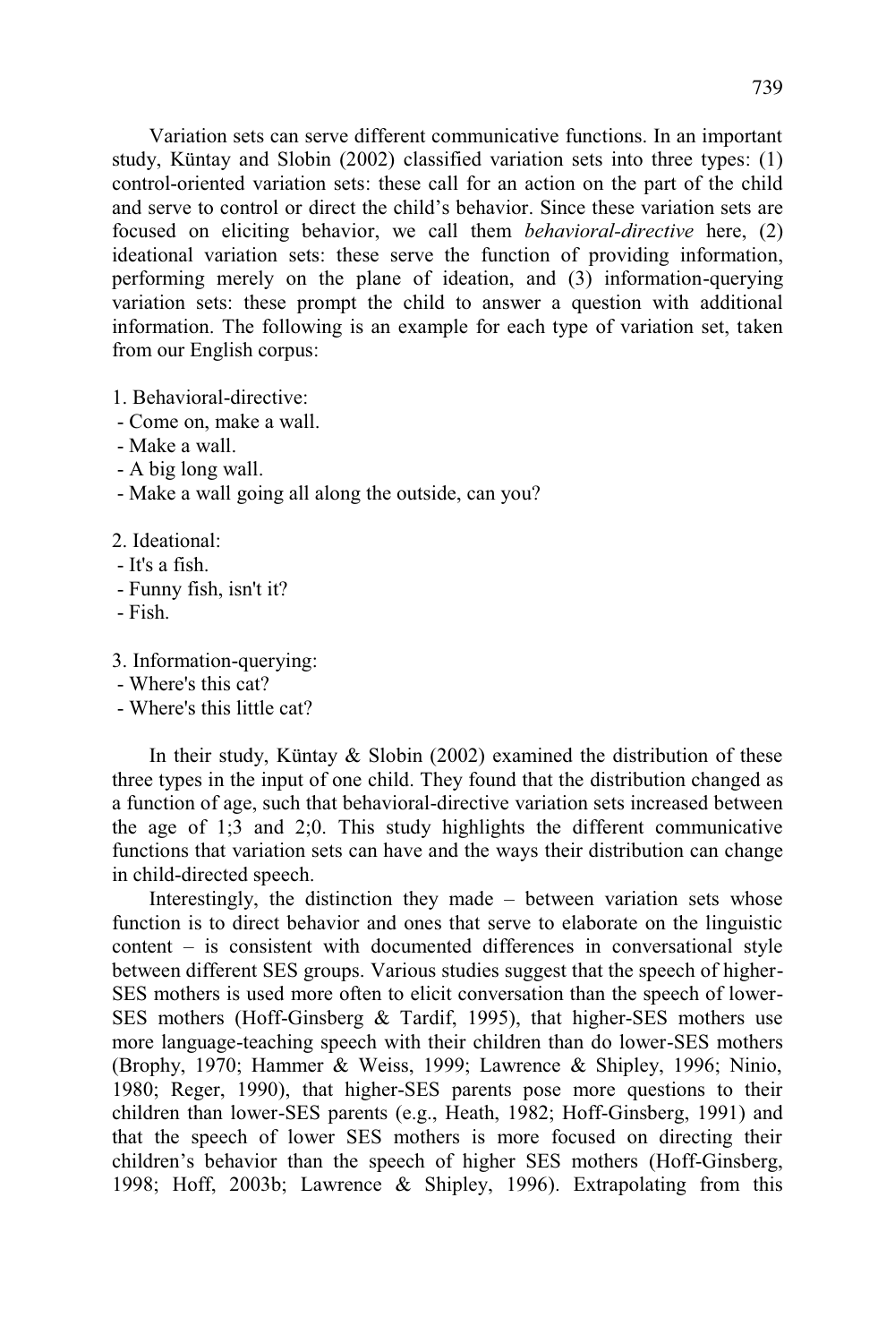Variation sets can serve different communicative functions. In an important study, Küntay and Slobin (2002) classified variation sets into three types: (1) control-oriented variation sets: these call for an action on the part of the child and serve to control or direct the child's behavior. Since these variation sets are focused on eliciting behavior, we call them *behavioral-directive* here, (2) ideational variation sets: these serve the function of providing information, performing merely on the plane of ideation, and (3) information-querying variation sets: these prompt the child to answer a question with additional information. The following is an example for each type of variation set, taken from our English corpus:

1. Behavioral-directive:
 - Come on, make a wall.
 - Make a wall.
 - A big long wall.
 - Make a wall going all along the outside, can you?

2. Ideational:
 - It's a fish.
 - Funny fish, isn't it?
 - Fish.

3. Information-querying:
 - Where's this cat?
 - Where's this little cat?

In their study, Küntay & Slobin (2002) examined the distribution of these three types in the input of one child. They found that the distribution changed as a function of age, such that behavioral-directive variation sets increased between the age of 1;3 and 2;0. This study highlights the different communicative functions that variation sets can have and the ways their distribution can change in child-directed speech.

Interestingly, the distinction they made – between variation sets whose function is to direct behavior and ones that serve to elaborate on the linguistic content – is consistent with documented differences in conversational style between different SES groups. Various studies suggest that the speech of higher-SES mothers is used more often to elicit conversation than the speech of lower-SES mothers (Hoff-Ginsberg & Tardif, 1995), that higher-SES mothers use more language-teaching speech with their children than do lower-SES mothers (Brophy, 1970; Hammer & Weiss, 1999; Lawrence & Shipley, 1996; Ninio, 1980; Reger, 1990), that higher-SES parents pose more questions to their children than lower-SES parents (e.g., Heath, 1982; Hoff-Ginsberg, 1991) and that the speech of lower SES mothers is more focused on directing their children's behavior than the speech of higher SES mothers (Hoff-Ginsberg, 1998; Hoff, 2003b; Lawrence & Shipley, 1996). Extrapolating from this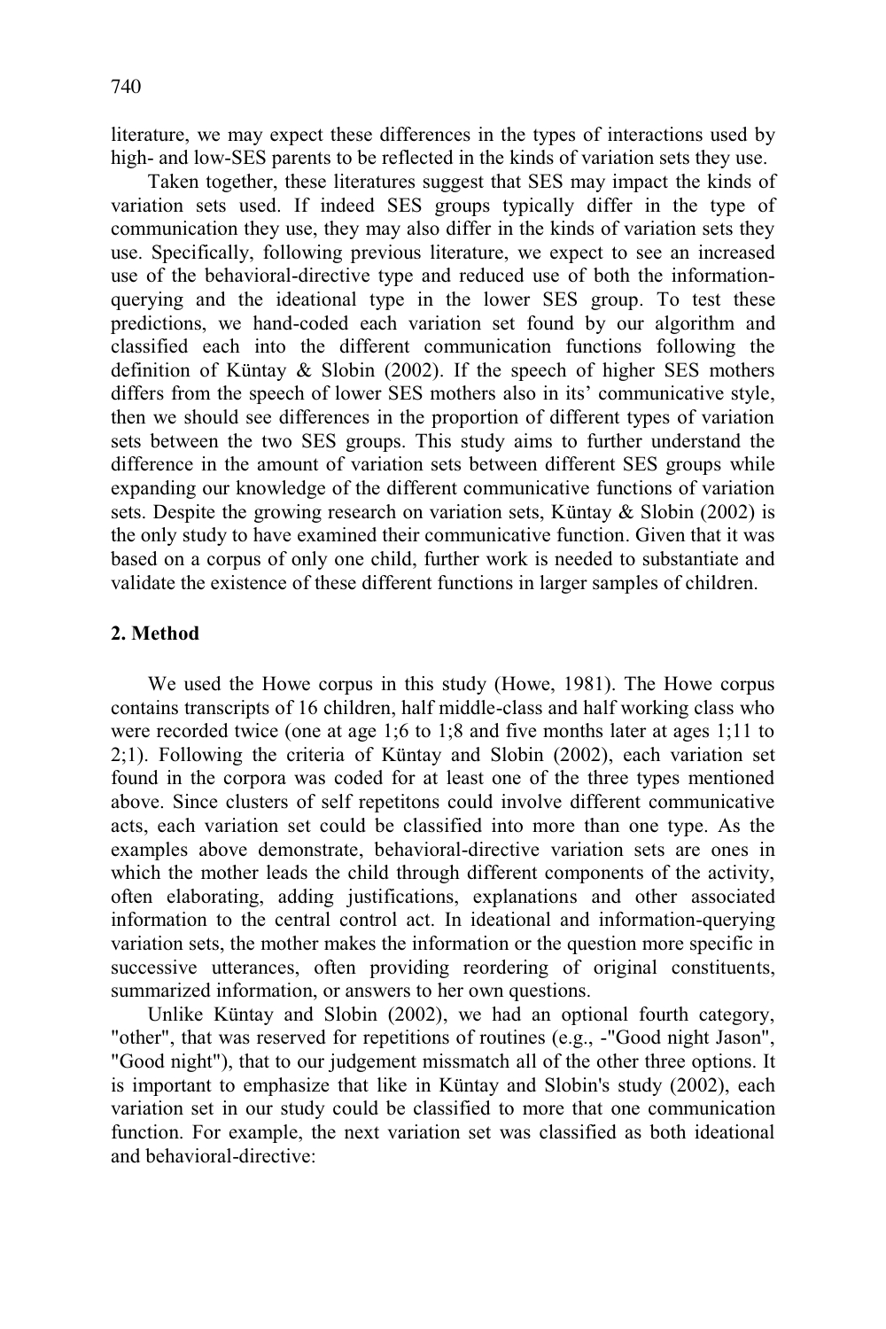literature, we may expect these differences in the types of interactions used by high- and low-SES parents to be reflected in the kinds of variation sets they use.

Taken together, these literatures suggest that SES may impact the kinds of variation sets used. If indeed SES groups typically differ in the type of communication they use, they may also differ in the kinds of variation sets they use. Specifically, following previous literature, we expect to see an increased use of the behavioral-directive type and reduced use of both the information-querying and the ideational type in the lower SES group. To test these predictions, we hand-coded each variation set found by our algorithm and classified each into the different communication functions following the definition of Küntay & Slobin (2002). If the speech of higher SES mothers differs from the speech of lower SES mothers also in its' communicative style, then we should see differences in the proportion of different types of variation sets between the two SES groups. This study aims to further understand the difference in the amount of variation sets between different SES groups while expanding our knowledge of the different communicative functions of variation sets. Despite the growing research on variation sets, Küntay & Slobin (2002) is the only study to have examined their communicative function. Given that it was based on a corpus of only one child, further work is needed to substantiate and validate the existence of these different functions in larger samples of children.

## 2. Method

We used the Howe corpus in this study (Howe, 1981). The Howe corpus contains transcripts of 16 children, half middle-class and half working class who were recorded twice (one at age 1;6 to 1;8 and five months later at ages 1;11 to 2;1). Following the criteria of Küntay and Slobin (2002), each variation set found in the corpora was coded for at least one of the three types mentioned above. Since clusters of self repetitons could involve different communicative acts, each variation set could be classified into more than one type. As the examples above demonstrate, behavioral-directive variation sets are ones in which the mother leads the child through different components of the activity, often elaborating, adding justifications, explanations and other associated information to the central control act. In ideational and information-querying variation sets, the mother makes the information or the question more specific in successive utterances, often providing reordering of original constituents, summarized information, or answers to her own questions.

Unlike Küntay and Slobin (2002), we had an optional fourth category, "other", that was reserved for repetitions of routines (e.g., -"Good night Jason", "Good night"), that to our judgement missmatch all of the other three options. It is important to emphasize that like in Küntay and Slobin's study (2002), each variation set in our study could be classified to more that one communication function. For example, the next variation set was classified as both ideational and behavioral-directive: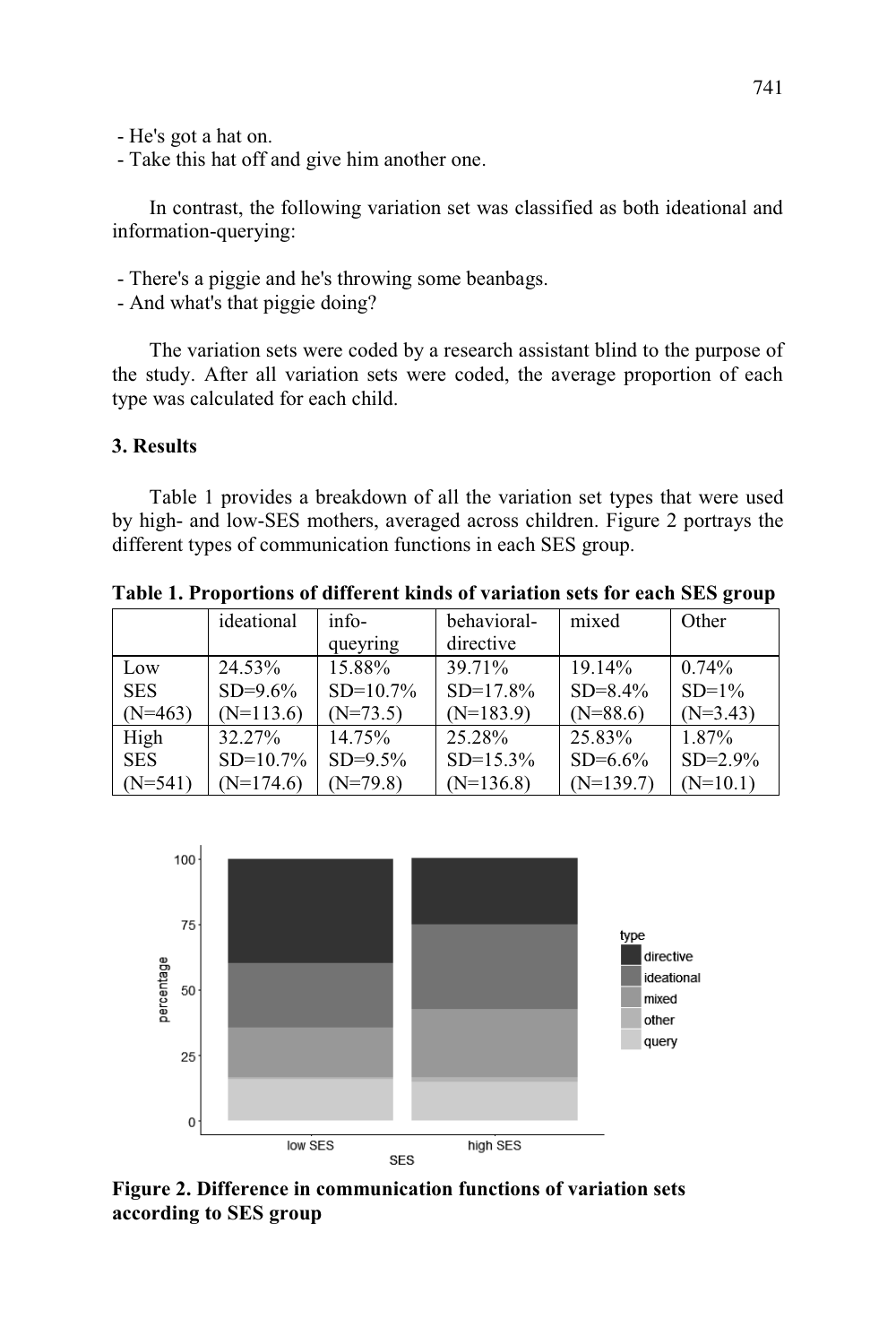- He's got a hat on.
- Take this hat off and give him another one.

In contrast, the following variation set was classified as both ideational and information-querying:

- There's a piggie and he's throwing some beanbags.
- And what's that piggie doing?

The variation sets were coded by a research assistant blind to the purpose of the study. After all variation sets were coded, the average proportion of each type was calculated for each child.

### 3. Results

Table 1 provides a breakdown of all the variation set types that were used by high- and low-SES mothers, averaged across children. Figure 2 portrays the different types of communication functions in each SES group.

**Table 1. Proportions of different kinds of variation sets for each SES group**

| | ideational | info-queyring | behavioral-directive | mixed | Other |
|---|---|---|---|---|---|
| Low SES (N=463) | 24.53% SD=9.6% (N=113.6) | 15.88% SD=10.7% (N=73.5) | 39.71% SD=17.8% (N=183.9) | 19.14% SD=8.4% (N=88.6) | 0.74% SD=1% (N=3.43) |
| High SES (N=541) | 32.27% SD=10.7% (N=174.6) | 14.75% SD=9.5% (N=79.8) | 25.28% SD=15.3% (N=136.8) | 25.83% SD=6.6% (N=139.7) | 1.87% SD=2.9% (N=10.1) |

**Figure 2. Difference in communication functions of variation sets according to SES group**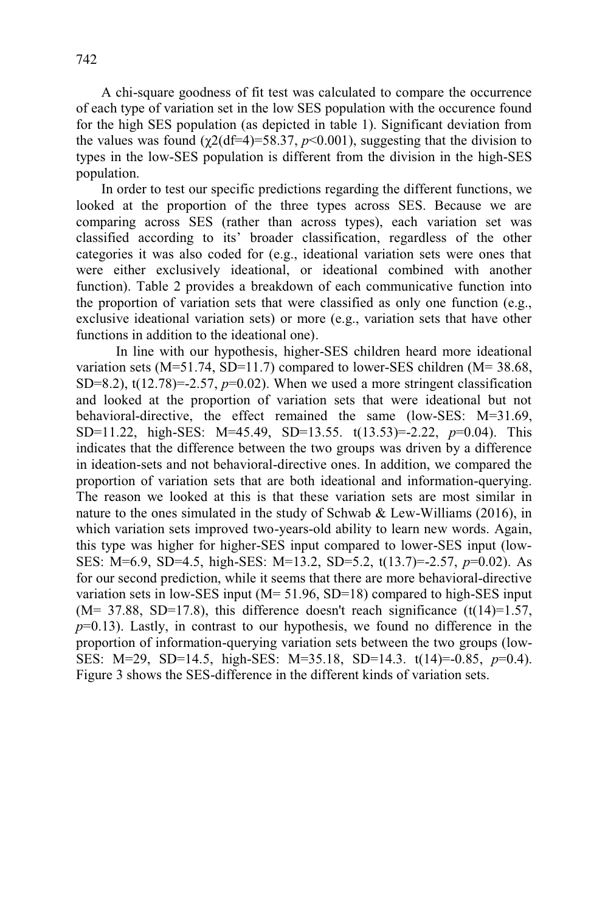A chi-square goodness of fit test was calculated to compare the occurrence of each type of variation set in the low SES population with the occurence found for the high SES population (as depicted in table 1). Significant deviation from the values was found ($\chi2(df=4)=58.37$, $p<0.001$), suggesting that the division to types in the low-SES population is different from the division in the high-SES population.

In order to test our specific predictions regarding the different functions, we looked at the proportion of the three types across SES. Because we are comparing across SES (rather than across types), each variation set was classified according to its' broader classification, regardless of the other categories it was also coded for (e.g., ideational variation sets were ones that were either exclusively ideational, or ideational combined with another function). Table 2 provides a breakdown of each communicative function into the proportion of variation sets that were classified as only one function (e.g., exclusive ideational variation sets) or more (e.g., variation sets that have other functions in addition to the ideational one).

In line with our hypothesis, higher-SES children heard more ideational variation sets (M=51.74, SD=11.7) compared to lower-SES children (M= 38.68, SD=8.2), $t(12.78)=-2.57$, $p=0.02$). When we used a more stringent classification and looked at the proportion of variation sets that were ideational but not behavioral-directive, the effect remained the same (low-SES: M=31.69, SD=11.22, high-SES: M=45.49, SD=13.55. $t(13.53)=-2.22$, $p=0.04$). This indicates that the difference between the two groups was driven by a difference in ideation-sets and not behavioral-directive ones. In addition, we compared the proportion of variation sets that are both ideational and information-querying. The reason we looked at this is that these variation sets are most similar in nature to the ones simulated in the study of Schwab & Lew-Williams (2016), in which variation sets improved two-years-old ability to learn new words. Again, this type was higher for higher-SES input compared to lower-SES input (low-SES: M=6.9, SD=4.5, high-SES: M=13.2, SD=5.2, $t(13.7)=-2.57$, $p=0.02$). As for our second prediction, while it seems that there are more behavioral-directive variation sets in low-SES input (M= 51.96, SD=18) compared to high-SES input (M= 37.88, SD=17.8), this difference doesn't reach significance ($t(14)=1.57$, $p=0.13$). Lastly, in contrast to our hypothesis, we found no difference in the proportion of information-querying variation sets between the two groups (low-SES: M=29, SD=14.5, high-SES: M=35.18, SD=14.3. $t(14)=-0.85$, $p=0.4$). Figure 3 shows the SES-difference in the different kinds of variation sets.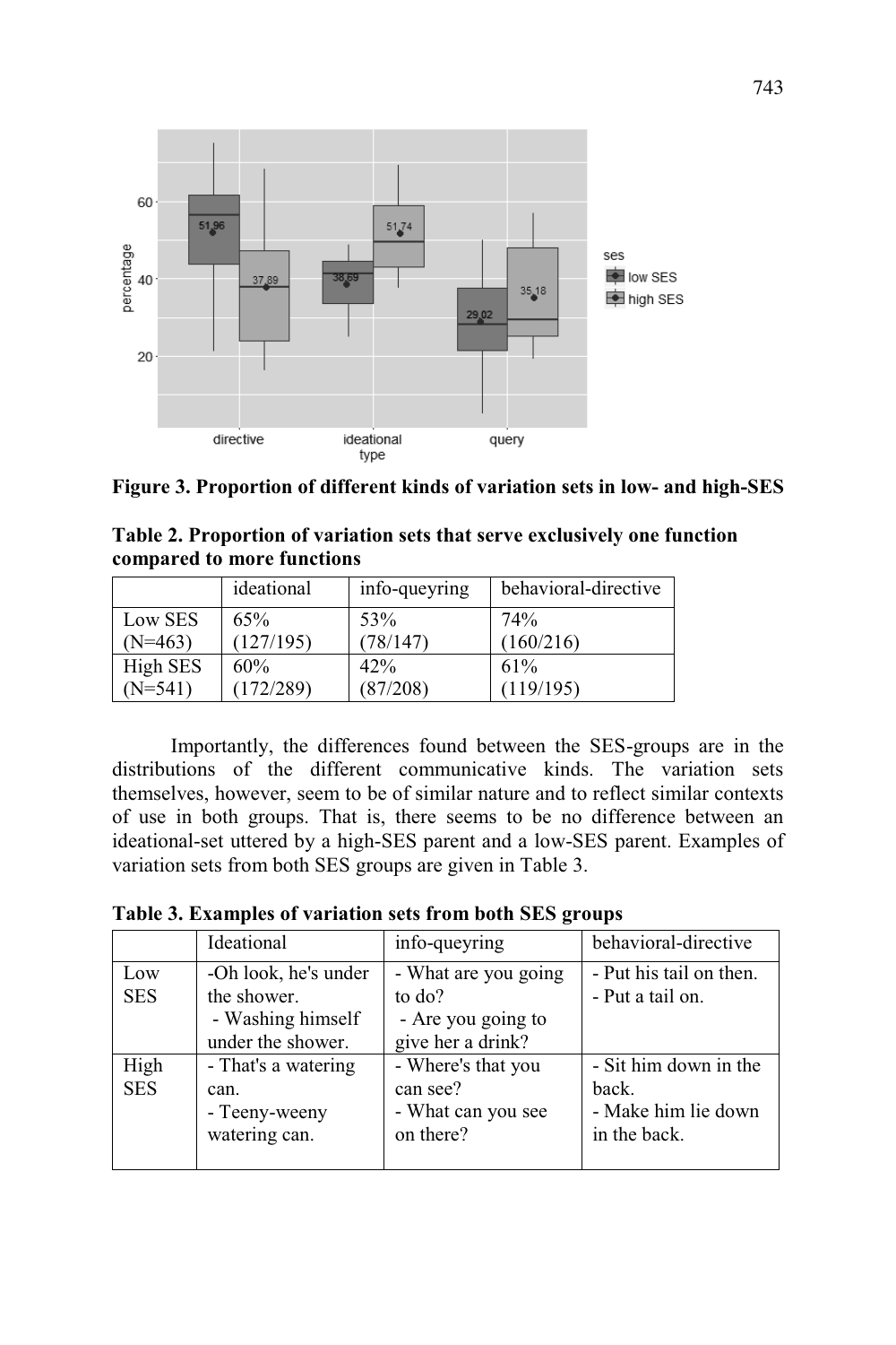**Figure 3. Proportion of different kinds of variation sets in low- and high-SES**

**Table 2. Proportion of variation sets that serve exclusively one function compared to more functions**

| | ideational | info-queyring | behavioral-directive |
|---|---|---|---|
| Low SES (N=463) | 65% (127/195) | 53% (78/147) | 74% (160/216) |
| High SES (N=541) | 60% (172/289) | 42% (87/208) | 61% (119/195) |

Importantly, the differences found between the SES-groups are in the distributions of the different communicative kinds. The variation sets themselves, however, seem to be of similar nature and to reflect similar contexts of use in both groups. That is, there seems to be no difference between an ideational-set uttered by a high-SES parent and a low-SES parent. Examples of variation sets from both SES groups are given in Table 3.

**Table 3. Examples of variation sets from both SES groups**

| | Ideational | info-queyring | behavioral-directive |
|---|---|---|---|
| Low SES | -Oh look, he's under the shower. - Washing himself under the shower. | - What are you going to do? - Are you going to give her a drink? | - Put his tail on then. - Put a tail on. |
| High SES | - That's a watering can. - Teeny-weeny watering can. | - Where's that you can see? - What can you see on there? | - Sit him down in the back. - Make him lie down in the back. |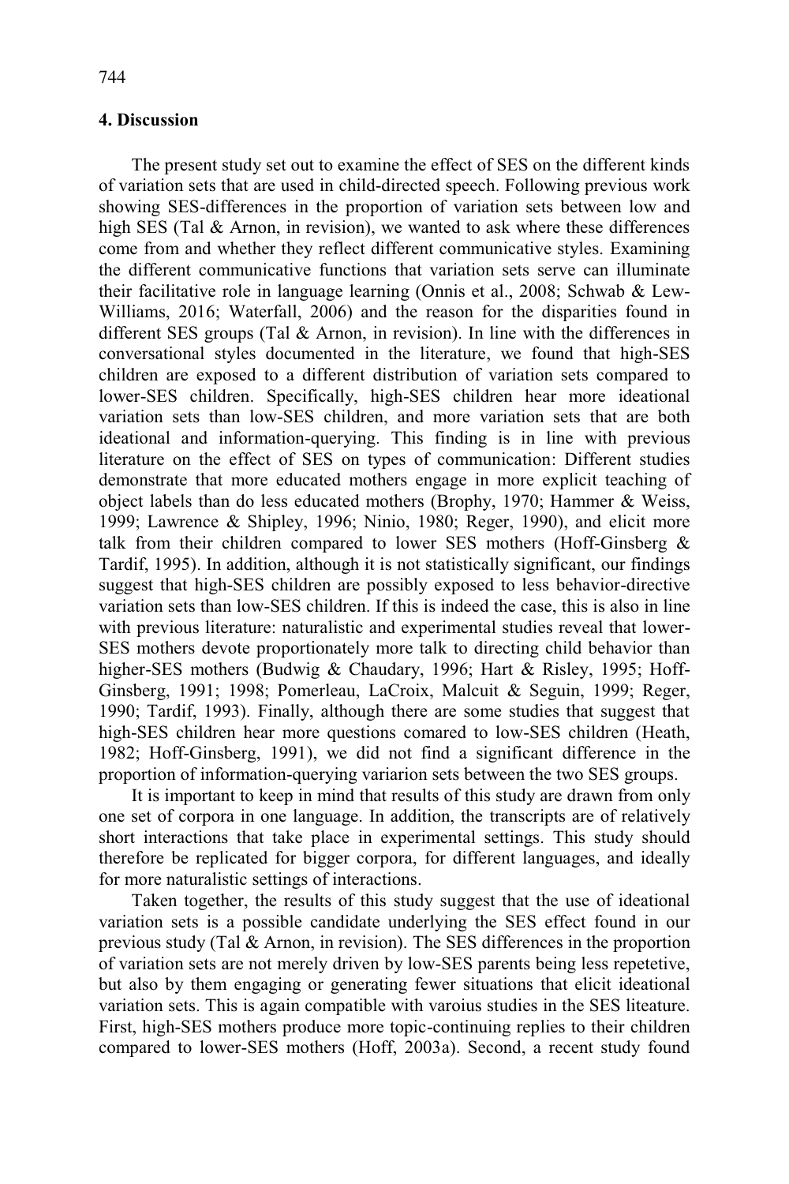## 4. Discussion

The present study set out to examine the effect of SES on the different kinds of variation sets that are used in child-directed speech. Following previous work showing SES-differences in the proportion of variation sets between low and high SES (Tal & Arnon, in revision), we wanted to ask where these differences come from and whether they reflect different communicative styles. Examining the different communicative functions that variation sets serve can illuminate their facilitative role in language learning (Onnis et al., 2008; Schwab & Lew-Williams, 2016; Waterfall, 2006) and the reason for the disparities found in different SES groups (Tal & Arnon, in revision). In line with the differences in conversational styles documented in the literature, we found that high-SES children are exposed to a different distribution of variation sets compared to lower-SES children. Specifically, high-SES children hear more ideational variation sets than low-SES children, and more variation sets that are both ideational and information-querying. This finding is in line with previous literature on the effect of SES on types of communication: Different studies demonstrate that more educated mothers engage in more explicit teaching of object labels than do less educated mothers (Brophy, 1970; Hammer & Weiss, 1999; Lawrence & Shipley, 1996; Ninio, 1980; Reger, 1990), and elicit more talk from their children compared to lower SES mothers (Hoff-Ginsberg & Tardif, 1995). In addition, although it is not statistically significant, our findings suggest that high-SES children are possibly exposed to less behavior-directive variation sets than low-SES children. If this is indeed the case, this is also in line with previous literature: naturalistic and experimental studies reveal that lower-SES mothers devote proportionately more talk to directing child behavior than higher-SES mothers (Budwig & Chaudary, 1996; Hart & Risley, 1995; Hoff-Ginsberg, 1991; 1998; Pomerleau, LaCroix, Malcuit & Seguin, 1999; Reger, 1990; Tardif, 1993). Finally, although there are some studies that suggest that high-SES children hear more questions comared to low-SES children (Heath, 1982; Hoff-Ginsberg, 1991), we did not find a significant difference in the proportion of information-querying variarion sets between the two SES groups.

It is important to keep in mind that results of this study are drawn from only one set of corpora in one language. In addition, the transcripts are of relatively short interactions that take place in experimental settings. This study should therefore be replicated for bigger corpora, for different languages, and ideally for more naturalistic settings of interactions.

Taken together, the results of this study suggest that the use of ideational variation sets is a possible candidate underlying the SES effect found in our previous study (Tal & Arnon, in revision). The SES differences in the proportion of variation sets are not merely driven by low-SES parents being less repetetive, but also by them engaging or generating fewer situations that elicit ideational variation sets. This is again compatible with varoius studies in the SES liteature. First, high-SES mothers produce more topic-continuing replies to their children compared to lower-SES mothers (Hoff, 2003a). Second, a recent study found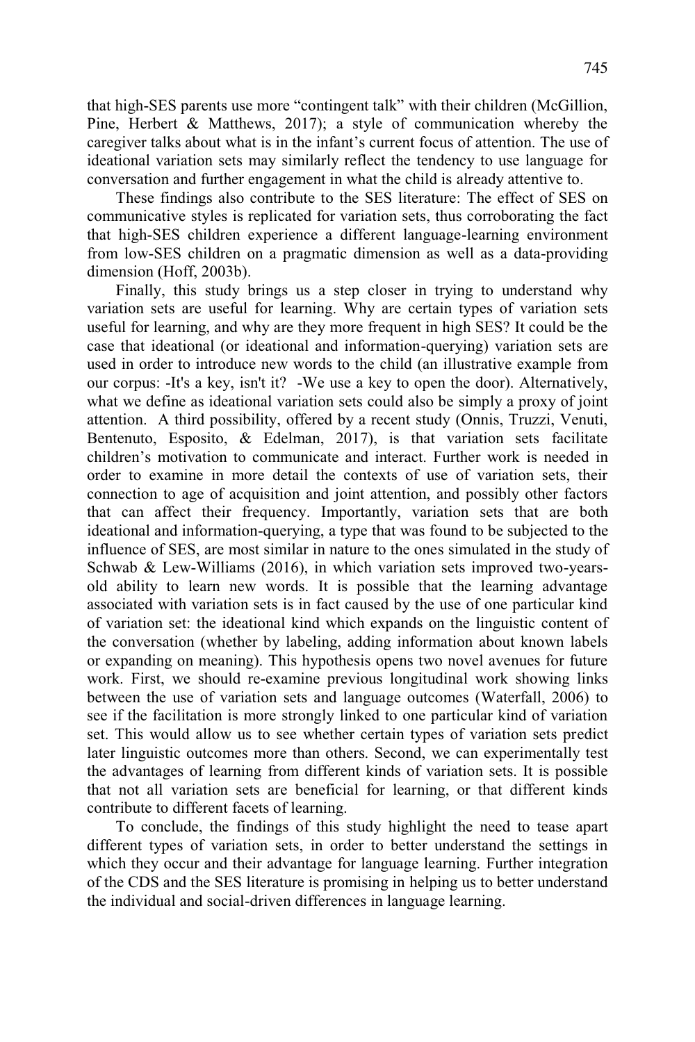that high-SES parents use more "contingent talk" with their children (McGillion, Pine, Herbert & Matthews, 2017); a style of communication whereby the caregiver talks about what is in the infant's current focus of attention. The use of ideational variation sets may similarly reflect the tendency to use language for conversation and further engagement in what the child is already attentive to.

These findings also contribute to the SES literature: The effect of SES on communicative styles is replicated for variation sets, thus corroborating the fact that high-SES children experience a different language-learning environment from low-SES children on a pragmatic dimension as well as a data-providing dimension (Hoff, 2003b).

Finally, this study brings us a step closer in trying to understand why variation sets are useful for learning. Why are certain types of variation sets useful for learning, and why are they more frequent in high SES? It could be the case that ideational (or ideational and information-querying) variation sets are used in order to introduce new words to the child (an illustrative example from our corpus: -It's a key, isn't it? -We use a key to open the door). Alternatively, what we define as ideational variation sets could also be simply a proxy of joint attention. A third possibility, offered by a recent study (Onnis, Truzzi, Venuti, Bentenuto, Esposito, & Edelman, 2017), is that variation sets facilitate children's motivation to communicate and interact. Further work is needed in order to examine in more detail the contexts of use of variation sets, their connection to age of acquisition and joint attention, and possibly other factors that can affect their frequency. Importantly, variation sets that are both ideational and information-querying, a type that was found to be subjected to the influence of SES, are most similar in nature to the ones simulated in the study of Schwab & Lew-Williams (2016), in which variation sets improved two-years-old ability to learn new words. It is possible that the learning advantage associated with variation sets is in fact caused by the use of one particular kind of variation set: the ideational kind which expands on the linguistic content of the conversation (whether by labeling, adding information about known labels or expanding on meaning). This hypothesis opens two novel avenues for future work. First, we should re-examine previous longitudinal work showing links between the use of variation sets and language outcomes (Waterfall, 2006) to see if the facilitation is more strongly linked to one particular kind of variation set. This would allow us to see whether certain types of variation sets predict later linguistic outcomes more than others. Second, we can experimentally test the advantages of learning from different kinds of variation sets. It is possible that not all variation sets are beneficial for learning, or that different kinds contribute to different facets of learning.

To conclude, the findings of this study highlight the need to tease apart different types of variation sets, in order to better understand the settings in which they occur and their advantage for language learning. Further integration of the CDS and the SES literature is promising in helping us to better understand the individual and social-driven differences in language learning.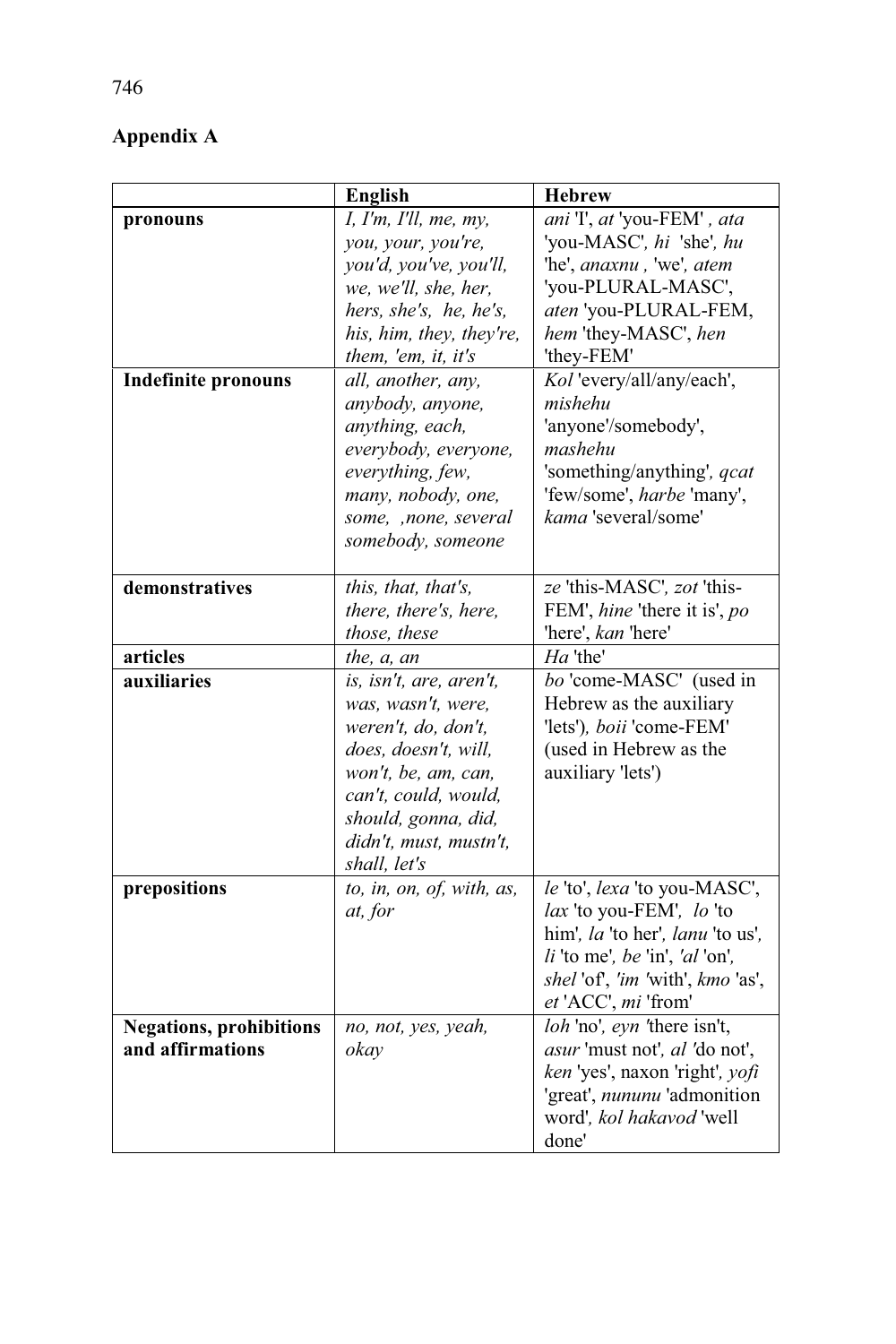## Appendix A

| | English | Hebrew |
|---|---|---|
| **pronouns** | *I, I'm, I'll, me, my, you, your, you're, you'd, you've, you'll, we, we'll, she, her, hers, she's, he, he's, his, him, they, they're, them, 'em, it, it's* | *ani* 'I', *at* 'you-FEM' , *ata* 'you-MASC', *hi* 'she', *hu* 'he', *anaxnu* , 'we', *atem* 'you-PLURAL-MASC', *aten* 'you-PLURAL-FEM, *hem* 'they-MASC', *hen* 'they-FEM' |
| **Indefinite pronouns** | *all, another, any, anybody, anyone, anything, each, everybody, everyone, everything, few, many, nobody, one, some, ,none, several somebody, someone* | *Kol* 'every/all/any/each', *mishehu* 'anyone'/somebody', *mashehu* 'something/anything', *qcat* 'few/some', *harbe* 'many', *kama* 'several/some' |
| **demonstratives** | *this, that, that's, there, there's, here, those, these* | *ze* 'this-MASC', *zot* 'this-FEM', *hine* 'there it is', *po* 'here', *kan* 'here' |
| **articles** | *the, a, an* | *Ha* 'the' |
| **auxiliaries** | *is, isn't, are, aren't, was, wasn't, were, weren't, do, don't, does, doesn't, will, won't, be, am, can, can't, could, would, should, gonna, did, didn't, must, mustn't, shall, let's* | *bo* 'come-MASC' (used in Hebrew as the auxiliary 'lets'), *boii* 'come-FEM' (used in Hebrew as the auxiliary 'lets') |
| **prepositions** | *to, in, on, of, with, as, at, for* | *le* 'to', *lexa* 'to you-MASC', *lax* 'to you-FEM', *lo* 'to him', *la* 'to her', *lanu* 'to us', *li* 'to me', *be* 'in', *'al* 'on', *shel* 'of', *'im* 'with', *kmo* 'as', *et* 'ACC', *mi* 'from' |
| **Negations, prohibitions and affirmations** | *no, not, yes, yeah, okay* | *loh* 'no', *eyn* 'there isn't, *asur* 'must not', *al* 'do not', *ken* 'yes', naxon 'right', *yofi* 'great', *nununu* 'admonition word', *kol hakavod* 'well done' |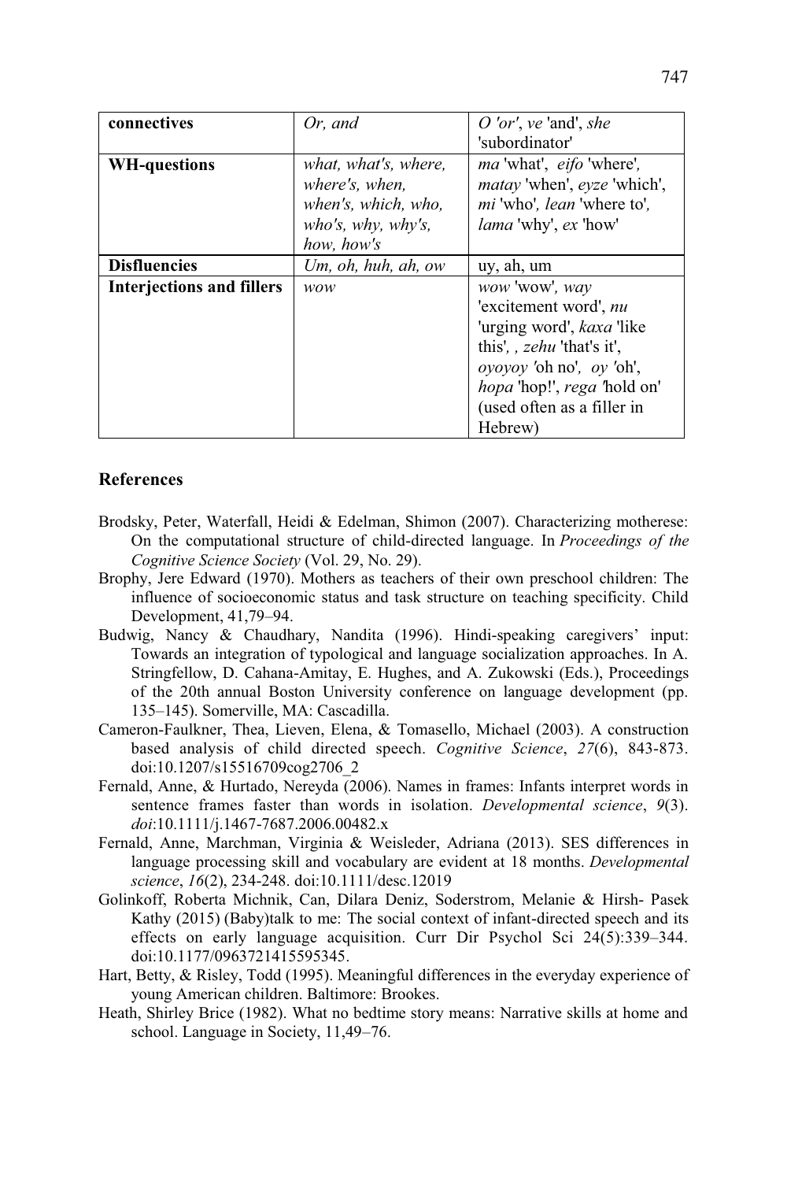| **connectives** | *Or, and* | *O 'or'*, *ve* 'and', *she* 'subordinator' |
|---|---|---|
| **WH-questions** | *what, what's, where, where's, when, when's, which, who, who's, why, why's, how, how's* | *ma* 'what', *eifo* 'where', *matay* 'when', *eyze* 'which', *mi* 'who', *lean* 'where to', *lama* 'why', *ex* 'how' |
| **Disfluencies** | *Um, oh, huh, ah, ow* | uy, ah, um |
| **Interjections and fillers** | *wow* | *wow* 'wow', *way* 'excitement word', *nu* 'urging word', *kaxa* 'like this', , *zehu* 'that's it', *oyoyoy* 'oh no', *oy* 'oh', *hopa* 'hop!', *rega* 'hold on' (used often as a filler in Hebrew) |

## References

Brodsky, Peter, Waterfall, Heidi & Edelman, Shimon (2007). Characterizing motherese: On the computational structure of child-directed language. In *Proceedings of the Cognitive Science Society* (Vol. 29, No. 29).

Brophy, Jere Edward (1970). Mothers as teachers of their own preschool children: The influence of socioeconomic status and task structure on teaching specificity. Child Development, 41,79–94.

Budwig, Nancy & Chaudhary, Nandita (1996). Hindi-speaking caregivers' input: Towards an integration of typological and language socialization approaches. In A. Stringfellow, D. Cahana-Amitay, E. Hughes, and A. Zukowski (Eds.), Proceedings of the 20th annual Boston University conference on language development (pp. 135–145). Somerville, MA: Cascadilla.

Cameron-Faulkner, Thea, Lieven, Elena, & Tomasello, Michael (2003). A construction based analysis of child directed speech. *Cognitive Science*, *27*(6), 843-873. doi:10.1207/s15516709cog2706_2

Fernald, Anne, & Hurtado, Nereyda (2006). Names in frames: Infants interpret words in sentence frames faster than words in isolation. *Developmental science*, *9*(3). *doi*:10.1111/j.1467-7687.2006.00482.x

Fernald, Anne, Marchman, Virginia & Weisleder, Adriana (2013). SES differences in language processing skill and vocabulary are evident at 18 months. *Developmental science*, *16*(2), 234-248. doi:10.1111/desc.12019

Golinkoff, Roberta Michnik, Can, Dilara Deniz, Soderstrom, Melanie & Hirsh- Pasek Kathy (2015) (Baby)talk to me: The social context of infant-directed speech and its effects on early language acquisition. Curr Dir Psychol Sci 24(5):339–344. doi:10.1177/0963721415595345.

Hart, Betty, & Risley, Todd (1995). Meaningful differences in the everyday experience of young American children. Baltimore: Brookes.

Heath, Shirley Brice (1982). What no bedtime story means: Narrative skills at home and school. Language in Society, 11,49–76.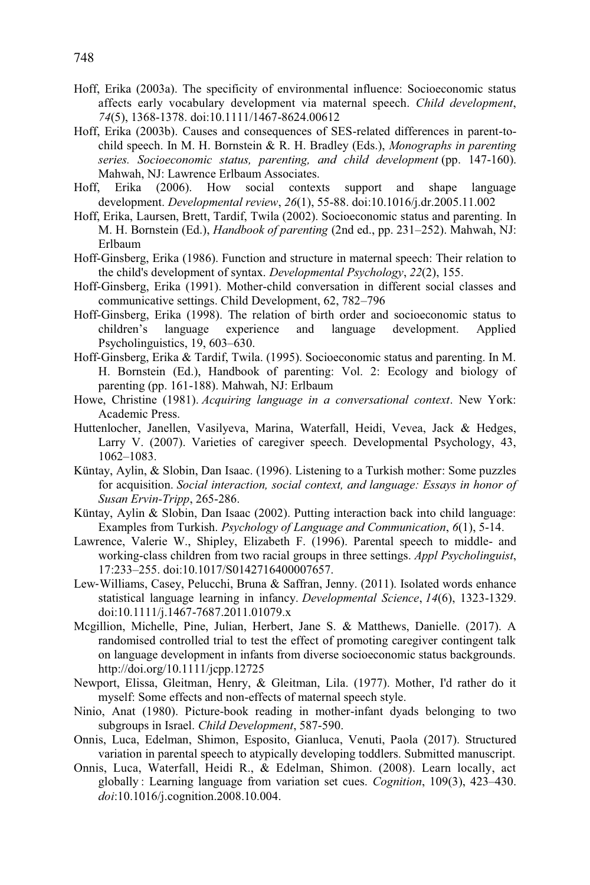Hoff, Erika (2003a). The specificity of environmental influence: Socioeconomic status affects early vocabulary development via maternal speech. *Child development*, *74*(5), 1368-1378. doi:10.1111/1467-8624.00612

Hoff, Erika (2003b). Causes and consequences of SES-related differences in parent-to-child speech. In M. H. Bornstein & R. H. Bradley (Eds.), *Monographs in parenting series. Socioeconomic status, parenting, and child development* (pp. 147-160). Mahwah, NJ: Lawrence Erlbaum Associates.

Hoff, Erika (2006). How social contexts support and shape language development. *Developmental review*, *26*(1), 55-88. doi:10.1016/j.dr.2005.11.002

Hoff, Erika, Laursen, Brett, Tardif, Twila (2002). Socioeconomic status and parenting. In M. H. Bornstein (Ed.), *Handbook of parenting* (2nd ed., pp. 231–252). Mahwah, NJ: Erlbaum

Hoff-Ginsberg, Erika (1986). Function and structure in maternal speech: Their relation to the child's development of syntax. *Developmental Psychology*, *22*(2), 155.

Hoff-Ginsberg, Erika (1991). Mother-child conversation in different social classes and communicative settings. Child Development, 62, 782–796

Hoff-Ginsberg, Erika (1998). The relation of birth order and socioeconomic status to children's language experience and language development. Applied Psycholinguistics, 19, 603–630.

Hoff-Ginsberg, Erika & Tardif, Twila. (1995). Socioeconomic status and parenting. In M. H. Bornstein (Ed.), Handbook of parenting: Vol. 2: Ecology and biology of parenting (pp. 161-188). Mahwah, NJ: Erlbaum

Howe, Christine (1981). *Acquiring language in a conversational context*. New York: Academic Press.

Huttenlocher, Janellen, Vasilyeva, Marina, Waterfall, Heidi, Vevea, Jack & Hedges, Larry V. (2007). Varieties of caregiver speech. Developmental Psychology, 43, 1062–1083.

Küntay, Aylin, & Slobin, Dan Isaac. (1996). Listening to a Turkish mother: Some puzzles for acquisition. *Social interaction, social context, and language: Essays in honor of Susan Ervin-Tripp*, 265-286.

Küntay, Aylin & Slobin, Dan Isaac (2002). Putting interaction back into child language: Examples from Turkish. *Psychology of Language and Communication*, *6*(1), 5-14.

Lawrence, Valerie W., Shipley, Elizabeth F. (1996). Parental speech to middle- and working-class children from two racial groups in three settings. *Appl Psycholinguist*, 17:233–255. doi:10.1017/S0142716400007657.

Lew-Williams, Casey, Pelucchi, Bruna & Saffran, Jenny. (2011). Isolated words enhance statistical language learning in infancy. *Developmental Science*, *14*(6), 1323-1329. doi:10.1111/j.1467-7687.2011.01079.x

Mcgillion, Michelle, Pine, Julian, Herbert, Jane S. & Matthews, Danielle. (2017). A randomised controlled trial to test the effect of promoting caregiver contingent talk on language development in infants from diverse socioeconomic status backgrounds. http://doi.org/10.1111/jcpp.12725

Newport, Elissa, Gleitman, Henry, & Gleitman, Lila. (1977). Mother, I'd rather do it myself: Some effects and non-effects of maternal speech style.

Ninio, Anat (1980). Picture-book reading in mother-infant dyads belonging to two subgroups in Israel. *Child Development*, 587-590.

Onnis, Luca, Edelman, Shimon, Esposito, Gianluca, Venuti, Paola (2017). Structured variation in parental speech to atypically developing toddlers. Submitted manuscript.

Onnis, Luca, Waterfall, Heidi R., & Edelman, Shimon. (2008). Learn locally, act globally : Learning language from variation set cues. *Cognition*, 109(3), 423–430. *doi*:10.1016/j.cognition.2008.10.004.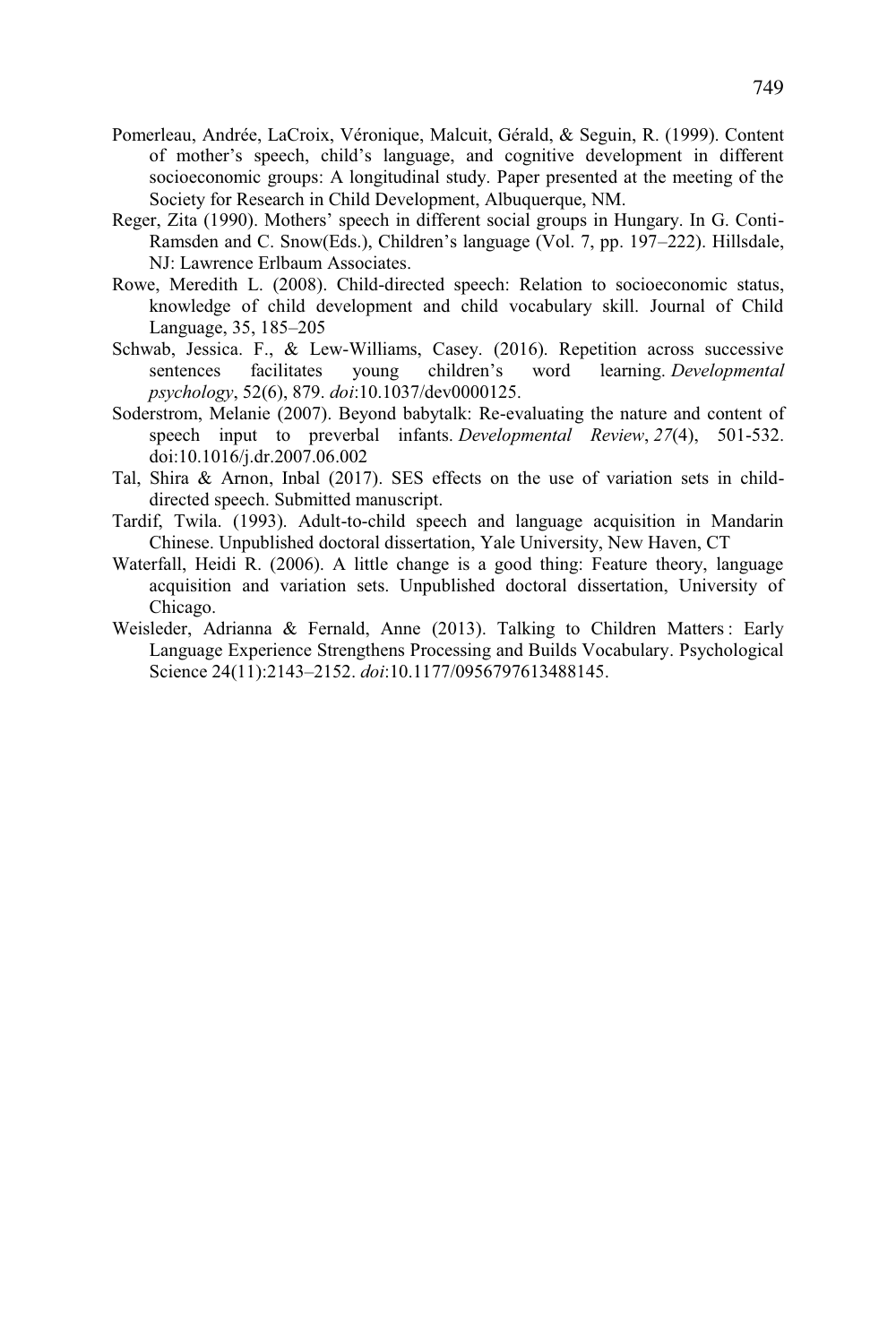Pomerleau, Andrée, LaCroix, Véronique, Malcuit, Gérald, & Seguin, R. (1999). Content of mother's speech, child's language, and cognitive development in different socioeconomic groups: A longitudinal study. Paper presented at the meeting of the Society for Research in Child Development, Albuquerque, NM.

Reger, Zita (1990). Mothers' speech in different social groups in Hungary. In G. Conti-Ramsden and C. Snow(Eds.), Children's language (Vol. 7, pp. 197–222). Hillsdale, NJ: Lawrence Erlbaum Associates.

Rowe, Meredith L. (2008). Child-directed speech: Relation to socioeconomic status, knowledge of child development and child vocabulary skill. Journal of Child Language, 35, 185–205

Schwab, Jessica. F., & Lew-Williams, Casey. (2016). Repetition across successive sentences facilitates young children's word learning. *Developmental psychology*, 52(6), 879. *doi*:10.1037/dev0000125.

Soderstrom, Melanie (2007). Beyond babytalk: Re-evaluating the nature and content of speech input to preverbal infants. *Developmental Review*, *27*(4), 501-532. doi:10.1016/j.dr.2007.06.002

Tal, Shira & Arnon, Inbal (2017). SES effects on the use of variation sets in child-directed speech. Submitted manuscript.

Tardif, Twila. (1993). Adult-to-child speech and language acquisition in Mandarin Chinese. Unpublished doctoral dissertation, Yale University, New Haven, CT

Waterfall, Heidi R. (2006). A little change is a good thing: Feature theory, language acquisition and variation sets. Unpublished doctoral dissertation, University of Chicago.

Weisleder, Adrianna & Fernald, Anne (2013). Talking to Children Matters : Early Language Experience Strengthens Processing and Builds Vocabulary. Psychological Science 24(11):2143–2152. *doi*:10.1177/0956797613488145.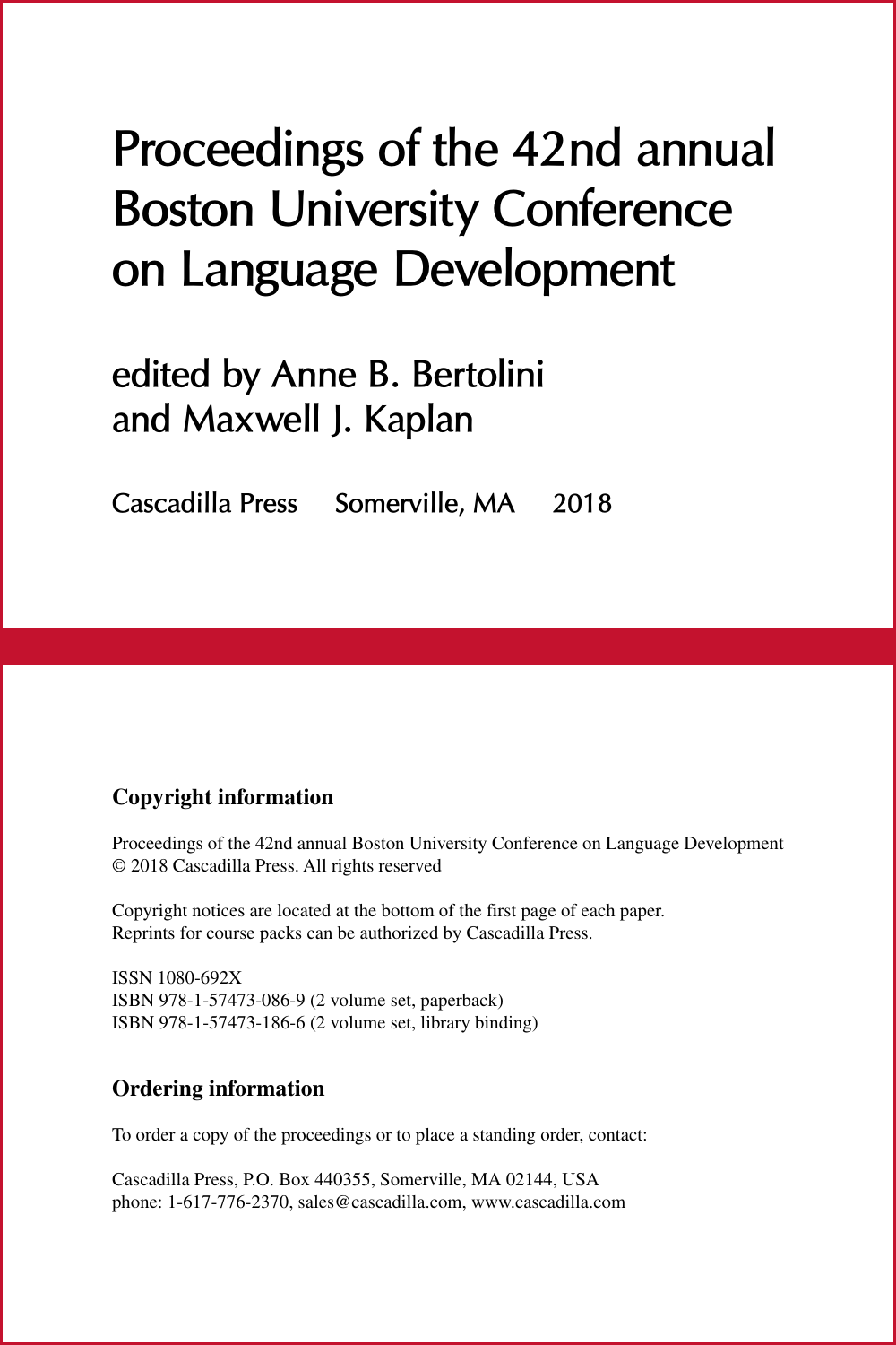# Proceedings of the 42nd annual Boston University Conference on Language Development

## edited by Anne B. Bertolini and Maxwell J. Kaplan

Cascadilla Press Somerville, MA 2018

### Copyright information

Proceedings of the 42nd annual Boston University Conference on Language Development
© 2018 Cascadilla Press. All rights reserved

Copyright notices are located at the bottom of the first page of each paper.
Reprints for course packs can be authorized by Cascadilla Press.

ISSN 1080-692X
ISBN 978-1-57473-086-9 (2 volume set, paperback)
ISBN 978-1-57473-186-6 (2 volume set, library binding)

### Ordering information

To order a copy of the proceedings or to place a standing order, contact:

Cascadilla Press, P.O. Box 440355, Somerville, MA 02144, USA
phone: 1-617-776-2370, sales@cascadilla.com, www.cascadilla.com